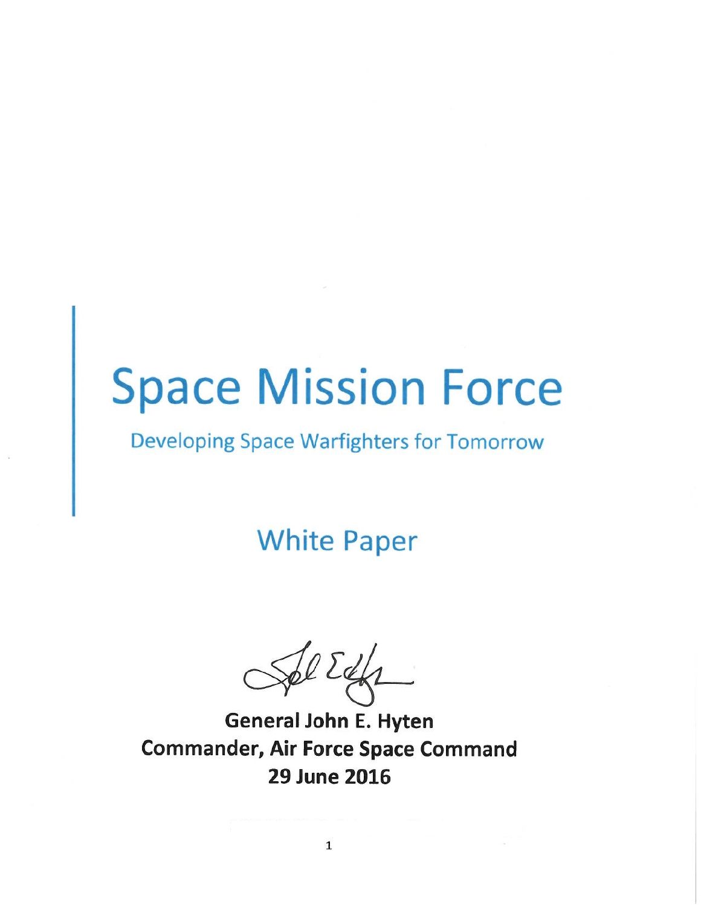# Space Mission Force

## Developing Space Warfighters for Tomorrow

## White Paper

**General John E. Hyten**
**Commander, Air Force Space Command**
**29 June 2016**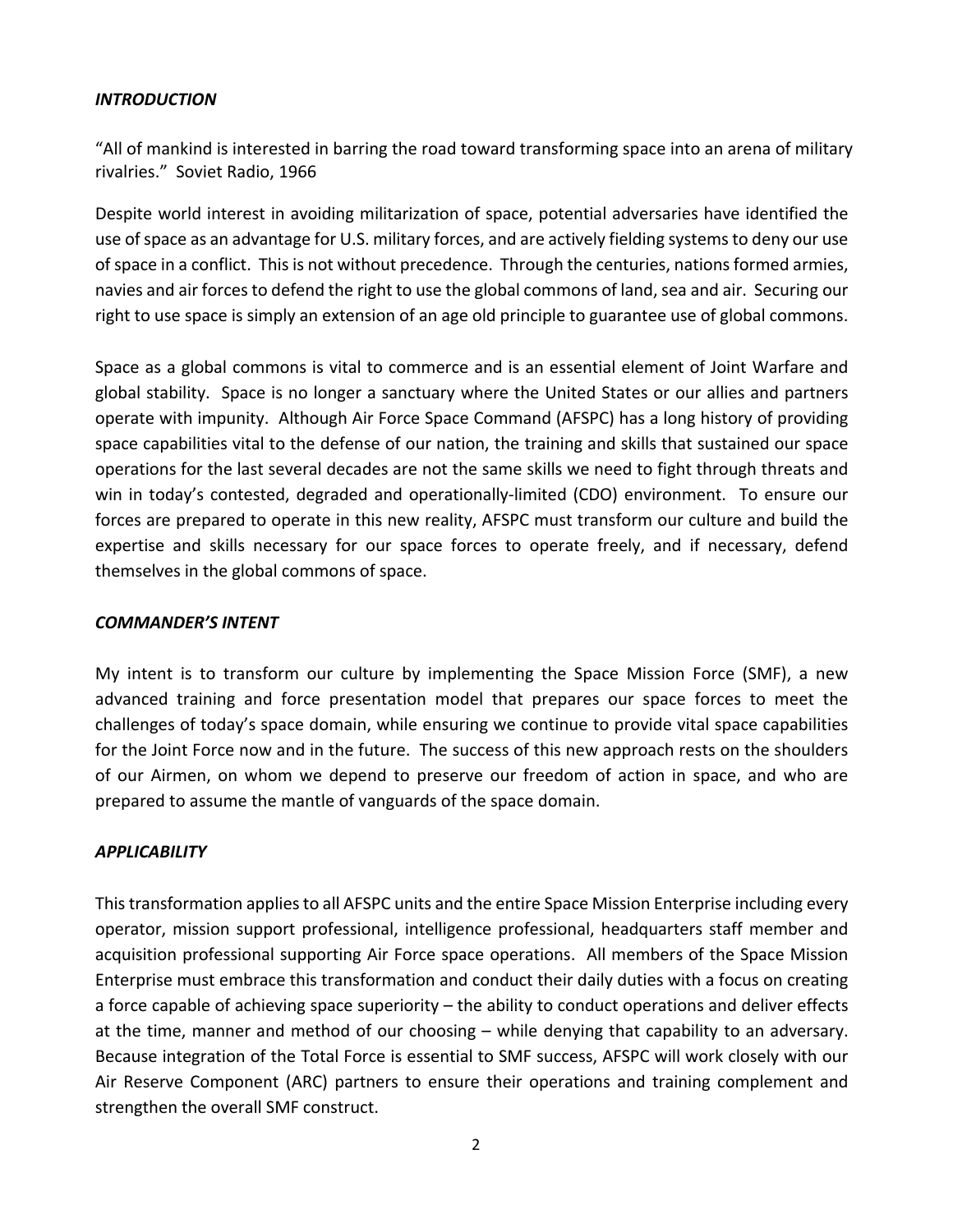***INTRODUCTION***

"All of mankind is interested in barring the road toward transforming space into an arena of military rivalries." Soviet Radio, 1966

Despite world interest in avoiding militarization of space, potential adversaries have identified the use of space as an advantage for U.S. military forces, and are actively fielding systems to deny our use of space in a conflict. This is not without precedence. Through the centuries, nations formed armies, navies and air forces to defend the right to use the global commons of land, sea and air. Securing our right to use space is simply an extension of an age old principle to guarantee use of global commons.

Space as a global commons is vital to commerce and is an essential element of Joint Warfare and global stability. Space is no longer a sanctuary where the United States or our allies and partners operate with impunity. Although Air Force Space Command (AFSPC) has a long history of providing space capabilities vital to the defense of our nation, the training and skills that sustained our space operations for the last several decades are not the same skills we need to fight through threats and win in today's contested, degraded and operationally-limited (CDO) environment. To ensure our forces are prepared to operate in this new reality, AFSPC must transform our culture and build the expertise and skills necessary for our space forces to operate freely, and if necessary, defend themselves in the global commons of space.

***COMMANDER'S INTENT***

My intent is to transform our culture by implementing the Space Mission Force (SMF), a new advanced training and force presentation model that prepares our space forces to meet the challenges of today's space domain, while ensuring we continue to provide vital space capabilities for the Joint Force now and in the future. The success of this new approach rests on the shoulders of our Airmen, on whom we depend to preserve our freedom of action in space, and who are prepared to assume the mantle of vanguards of the space domain.

***APPLICABILITY***

This transformation applies to all AFSPC units and the entire Space Mission Enterprise including every operator, mission support professional, intelligence professional, headquarters staff member and acquisition professional supporting Air Force space operations. All members of the Space Mission Enterprise must embrace this transformation and conduct their daily duties with a focus on creating a force capable of achieving space superiority – the ability to conduct operations and deliver effects at the time, manner and method of our choosing – while denying that capability to an adversary. Because integration of the Total Force is essential to SMF success, AFSPC will work closely with our Air Reserve Component (ARC) partners to ensure their operations and training complement and strengthen the overall SMF construct.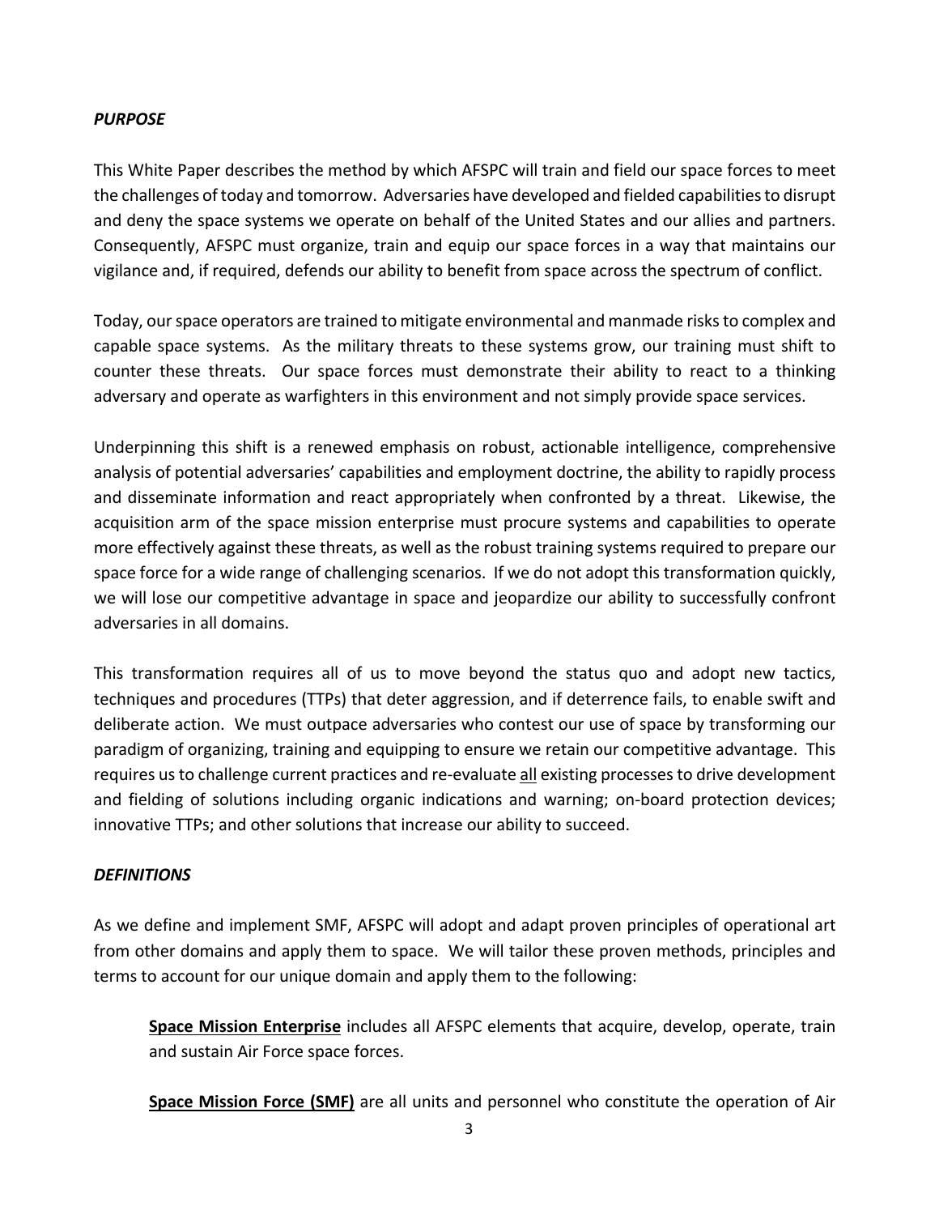### *PURPOSE*

This White Paper describes the method by which AFSPC will train and field our space forces to meet the challenges of today and tomorrow. Adversaries have developed and fielded capabilities to disrupt and deny the space systems we operate on behalf of the United States and our allies and partners. Consequently, AFSPC must organize, train and equip our space forces in a way that maintains our vigilance and, if required, defends our ability to benefit from space across the spectrum of conflict.

Today, our space operators are trained to mitigate environmental and manmade risks to complex and capable space systems. As the military threats to these systems grow, our training must shift to counter these threats. Our space forces must demonstrate their ability to react to a thinking adversary and operate as warfighters in this environment and not simply provide space services.

Underpinning this shift is a renewed emphasis on robust, actionable intelligence, comprehensive analysis of potential adversaries' capabilities and employment doctrine, the ability to rapidly process and disseminate information and react appropriately when confronted by a threat. Likewise, the acquisition arm of the space mission enterprise must procure systems and capabilities to operate more effectively against these threats, as well as the robust training systems required to prepare our space force for a wide range of challenging scenarios. If we do not adopt this transformation quickly, we will lose our competitive advantage in space and jeopardize our ability to successfully confront adversaries in all domains.

This transformation requires all of us to move beyond the status quo and adopt new tactics, techniques and procedures (TTPs) that deter aggression, and if deterrence fails, to enable swift and deliberate action. We must outpace adversaries who contest our use of space by transforming our paradigm of organizing, training and equipping to ensure we retain our competitive advantage. This requires us to challenge current practices and re-evaluate <u>all</u> existing processes to drive development and fielding of solutions including organic indications and warning; on-board protection devices; innovative TTPs; and other solutions that increase our ability to succeed.

### *DEFINITIONS*

As we define and implement SMF, AFSPC will adopt and adapt proven principles of operational art from other domains and apply them to space. We will tailor these proven methods, principles and terms to account for our unique domain and apply them to the following:

> **<u>Space Mission Enterprise</u>** includes all AFSPC elements that acquire, develop, operate, train and sustain Air Force space forces.
>
> **<u>Space Mission Force (SMF)</u>** are all units and personnel who constitute the operation of Air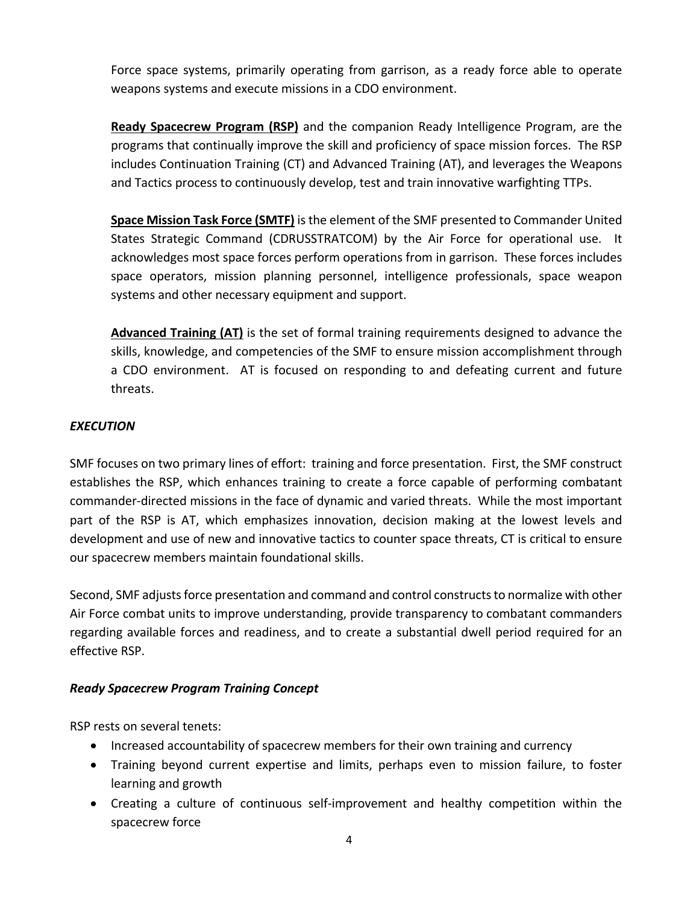Force space systems, primarily operating from garrison, as a ready force able to operate weapons systems and execute missions in a CDO environment.

**Ready Spacecrew Program (RSP)** and the companion Ready Intelligence Program, are the programs that continually improve the skill and proficiency of space mission forces. The RSP includes Continuation Training (CT) and Advanced Training (AT), and leverages the Weapons and Tactics process to continuously develop, test and train innovative warfighting TTPs.

**Space Mission Task Force (SMTF)** is the element of the SMF presented to Commander United States Strategic Command (CDRUSSTRATCOM) by the Air Force for operational use. It acknowledges most space forces perform operations from in garrison. These forces includes space operators, mission planning personnel, intelligence professionals, space weapon systems and other necessary equipment and support.

**Advanced Training (AT)** is the set of formal training requirements designed to advance the skills, knowledge, and competencies of the SMF to ensure mission accomplishment through a CDO environment. AT is focused on responding to and defeating current and future threats.

***EXECUTION***

SMF focuses on two primary lines of effort: training and force presentation. First, the SMF construct establishes the RSP, which enhances training to create a force capable of performing combatant commander-directed missions in the face of dynamic and varied threats. While the most important part of the RSP is AT, which emphasizes innovation, decision making at the lowest levels and development and use of new and innovative tactics to counter space threats, CT is critical to ensure our spacecrew members maintain foundational skills.

Second, SMF adjusts force presentation and command and control constructs to normalize with other Air Force combat units to improve understanding, provide transparency to combatant commanders regarding available forces and readiness, and to create a substantial dwell period required for an effective RSP.

***Ready Spacecrew Program Training Concept***

RSP rests on several tenets:

- Increased accountability of spacecrew members for their own training and currency
- Training beyond current expertise and limits, perhaps even to mission failure, to foster learning and growth
- Creating a culture of continuous self-improvement and healthy competition within the spacecrew force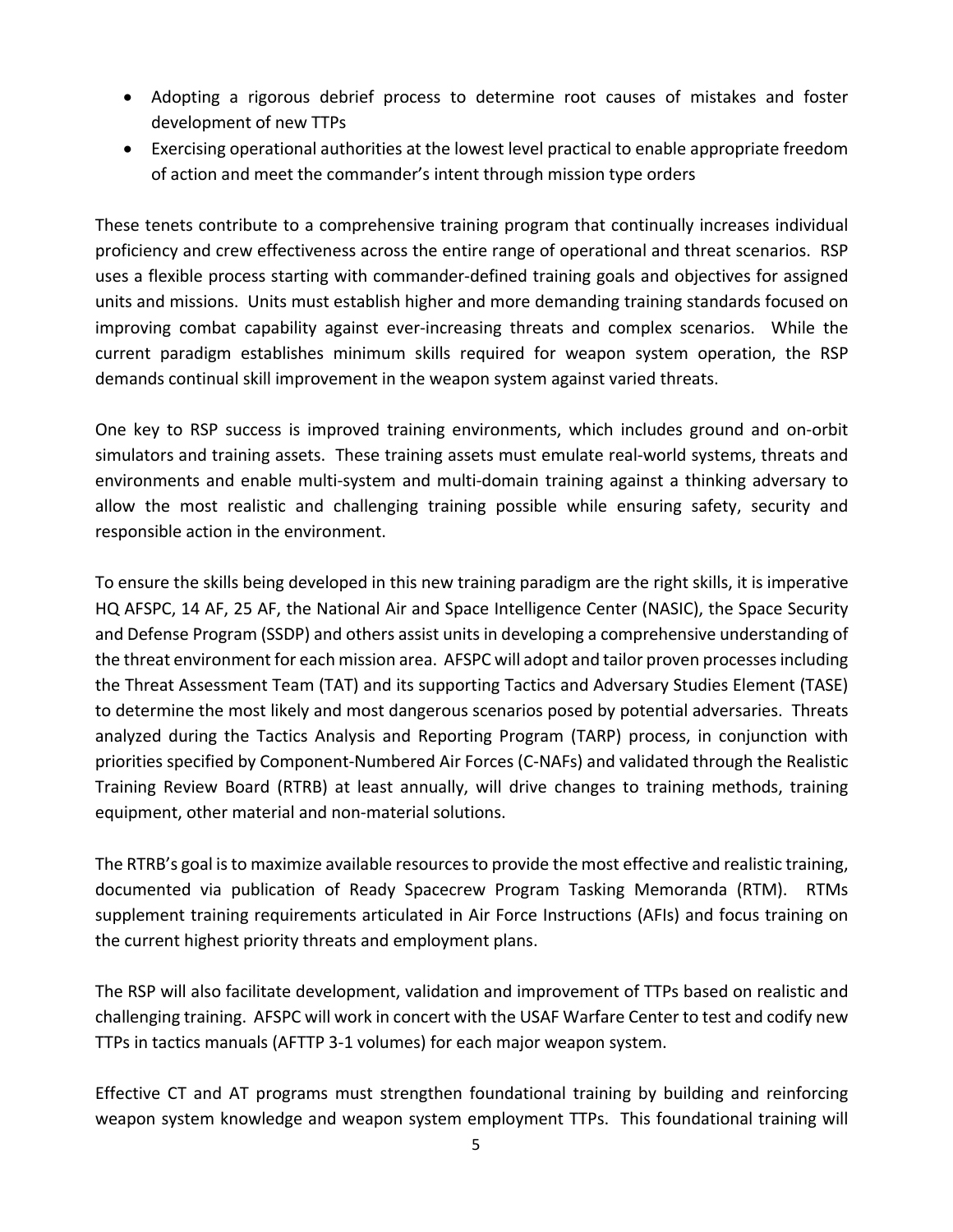- Adopting a rigorous debrief process to determine root causes of mistakes and foster development of new TTPs
- Exercising operational authorities at the lowest level practical to enable appropriate freedom of action and meet the commander's intent through mission type orders

These tenets contribute to a comprehensive training program that continually increases individual proficiency and crew effectiveness across the entire range of operational and threat scenarios. RSP uses a flexible process starting with commander-defined training goals and objectives for assigned units and missions. Units must establish higher and more demanding training standards focused on improving combat capability against ever-increasing threats and complex scenarios. While the current paradigm establishes minimum skills required for weapon system operation, the RSP demands continual skill improvement in the weapon system against varied threats.

One key to RSP success is improved training environments, which includes ground and on-orbit simulators and training assets. These training assets must emulate real-world systems, threats and environments and enable multi-system and multi-domain training against a thinking adversary to allow the most realistic and challenging training possible while ensuring safety, security and responsible action in the environment.

To ensure the skills being developed in this new training paradigm are the right skills, it is imperative HQ AFSPC, 14 AF, 25 AF, the National Air and Space Intelligence Center (NASIC), the Space Security and Defense Program (SSDP) and others assist units in developing a comprehensive understanding of the threat environment for each mission area. AFSPC will adopt and tailor proven processes including the Threat Assessment Team (TAT) and its supporting Tactics and Adversary Studies Element (TASE) to determine the most likely and most dangerous scenarios posed by potential adversaries. Threats analyzed during the Tactics Analysis and Reporting Program (TARP) process, in conjunction with priorities specified by Component-Numbered Air Forces (C-NAFs) and validated through the Realistic Training Review Board (RTRB) at least annually, will drive changes to training methods, training equipment, other material and non-material solutions.

The RTRB's goal is to maximize available resources to provide the most effective and realistic training, documented via publication of Ready Spacecrew Program Tasking Memoranda (RTM). RTMs supplement training requirements articulated in Air Force Instructions (AFIs) and focus training on the current highest priority threats and employment plans.

The RSP will also facilitate development, validation and improvement of TTPs based on realistic and challenging training. AFSPC will work in concert with the USAF Warfare Center to test and codify new TTPs in tactics manuals (AFTTP 3-1 volumes) for each major weapon system.

Effective CT and AT programs must strengthen foundational training by building and reinforcing weapon system knowledge and weapon system employment TTPs. This foundational training will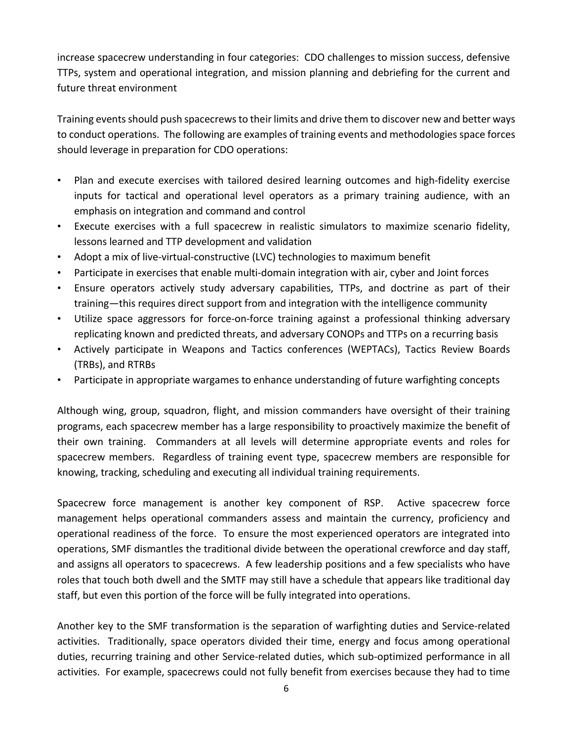increase spacecrew understanding in four categories: CDO challenges to mission success, defensive TTPs, system and operational integration, and mission planning and debriefing for the current and future threat environment

Training events should push spacecrews to their limits and drive them to discover new and better ways to conduct operations. The following are examples of training events and methodologies space forces should leverage in preparation for CDO operations:

- Plan and execute exercises with tailored desired learning outcomes and high-fidelity exercise inputs for tactical and operational level operators as a primary training audience, with an emphasis on integration and command and control
- Execute exercises with a full spacecrew in realistic simulators to maximize scenario fidelity, lessons learned and TTP development and validation
- Adopt a mix of live-virtual-constructive (LVC) technologies to maximum benefit
- Participate in exercises that enable multi-domain integration with air, cyber and Joint forces
- Ensure operators actively study adversary capabilities, TTPs, and doctrine as part of their training—this requires direct support from and integration with the intelligence community
- Utilize space aggressors for force-on-force training against a professional thinking adversary replicating known and predicted threats, and adversary CONOPs and TTPs on a recurring basis
- Actively participate in Weapons and Tactics conferences (WEPTACs), Tactics Review Boards (TRBs), and RTRBs
- Participate in appropriate wargames to enhance understanding of future warfighting concepts

Although wing, group, squadron, flight, and mission commanders have oversight of their training programs, each spacecrew member has a large responsibility to proactively maximize the benefit of their own training. Commanders at all levels will determine appropriate events and roles for spacecrew members. Regardless of training event type, spacecrew members are responsible for knowing, tracking, scheduling and executing all individual training requirements.

Spacecrew force management is another key component of RSP. Active spacecrew force management helps operational commanders assess and maintain the currency, proficiency and operational readiness of the force. To ensure the most experienced operators are integrated into operations, SMF dismantles the traditional divide between the operational crewforce and day staff, and assigns all operators to spacecrews. A few leadership positions and a few specialists who have roles that touch both dwell and the SMTF may still have a schedule that appears like traditional day staff, but even this portion of the force will be fully integrated into operations.

Another key to the SMF transformation is the separation of warfighting duties and Service-related activities. Traditionally, space operators divided their time, energy and focus among operational duties, recurring training and other Service-related duties, which sub-optimized performance in all activities. For example, spacecrews could not fully benefit from exercises because they had to time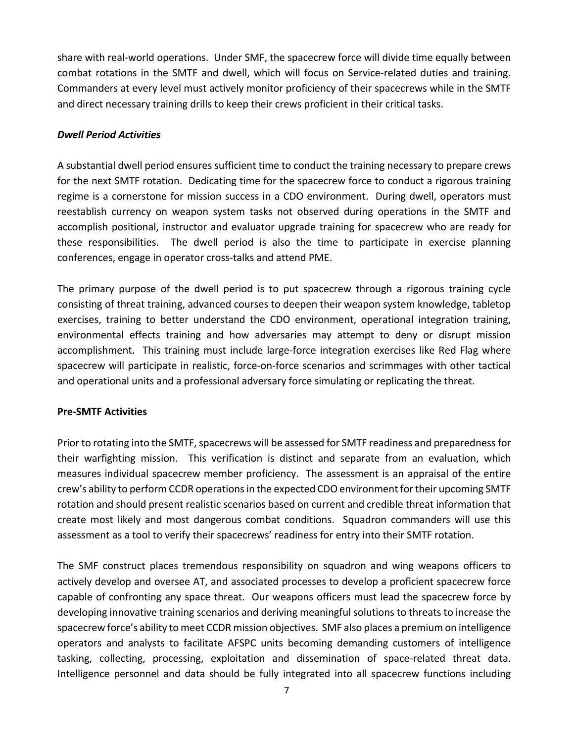share with real-world operations. Under SMF, the spacecrew force will divide time equally between combat rotations in the SMTF and dwell, which will focus on Service-related duties and training. Commanders at every level must actively monitor proficiency of their spacecrews while in the SMTF and direct necessary training drills to keep their crews proficient in their critical tasks.

### *Dwell Period Activities*

A substantial dwell period ensures sufficient time to conduct the training necessary to prepare crews for the next SMTF rotation. Dedicating time for the spacecrew force to conduct a rigorous training regime is a cornerstone for mission success in a CDO environment. During dwell, operators must reestablish currency on weapon system tasks not observed during operations in the SMTF and accomplish positional, instructor and evaluator upgrade training for spacecrew who are ready for these responsibilities. The dwell period is also the time to participate in exercise planning conferences, engage in operator cross-talks and attend PME.

The primary purpose of the dwell period is to put spacecrew through a rigorous training cycle consisting of threat training, advanced courses to deepen their weapon system knowledge, tabletop exercises, training to better understand the CDO environment, operational integration training, environmental effects training and how adversaries may attempt to deny or disrupt mission accomplishment. This training must include large-force integration exercises like Red Flag where spacecrew will participate in realistic, force-on-force scenarios and scrimmages with other tactical and operational units and a professional adversary force simulating or replicating the threat.

### **Pre-SMTF Activities**

Prior to rotating into the SMTF, spacecrews will be assessed for SMTF readiness and preparedness for their warfighting mission. This verification is distinct and separate from an evaluation, which measures individual spacecrew member proficiency. The assessment is an appraisal of the entire crew's ability to perform CCDR operations in the expected CDO environment for their upcoming SMTF rotation and should present realistic scenarios based on current and credible threat information that create most likely and most dangerous combat conditions. Squadron commanders will use this assessment as a tool to verify their spacecrews' readiness for entry into their SMTF rotation.

The SMF construct places tremendous responsibility on squadron and wing weapons officers to actively develop and oversee AT, and associated processes to develop a proficient spacecrew force capable of confronting any space threat. Our weapons officers must lead the spacecrew force by developing innovative training scenarios and deriving meaningful solutions to threats to increase the spacecrew force's ability to meet CCDR mission objectives. SMF also places a premium on intelligence operators and analysts to facilitate AFSPC units becoming demanding customers of intelligence tasking, collecting, processing, exploitation and dissemination of space-related threat data. Intelligence personnel and data should be fully integrated into all spacecrew functions including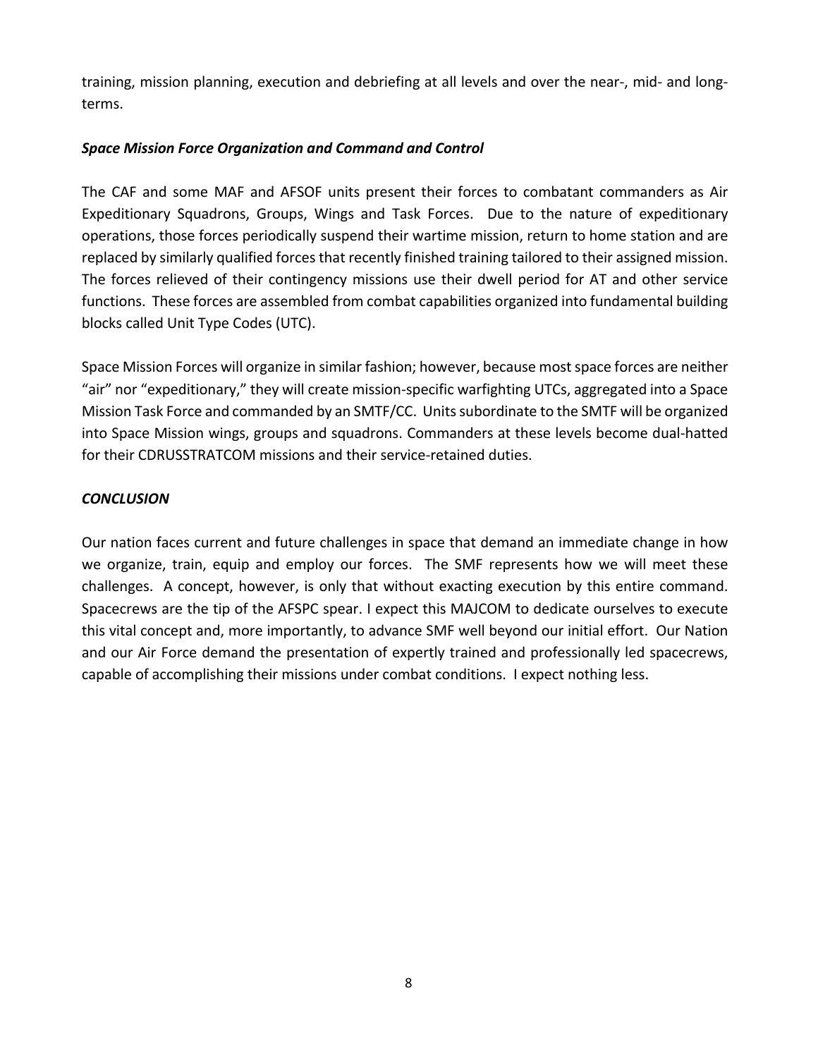training, mission planning, execution and debriefing at all levels and over the near-, mid- and long-terms.

***Space Mission Force Organization and Command and Control***

The CAF and some MAF and AFSOF units present their forces to combatant commanders as Air Expeditionary Squadrons, Groups, Wings and Task Forces. Due to the nature of expeditionary operations, those forces periodically suspend their wartime mission, return to home station and are replaced by similarly qualified forces that recently finished training tailored to their assigned mission. The forces relieved of their contingency missions use their dwell period for AT and other service functions. These forces are assembled from combat capabilities organized into fundamental building blocks called Unit Type Codes (UTC).

Space Mission Forces will organize in similar fashion; however, because most space forces are neither "air" nor "expeditionary," they will create mission-specific warfighting UTCs, aggregated into a Space Mission Task Force and commanded by an SMTF/CC. Units subordinate to the SMTF will be organized into Space Mission wings, groups and squadrons. Commanders at these levels become dual-hatted for their CDRUSSTRATCOM missions and their service-retained duties.

***CONCLUSION***

Our nation faces current and future challenges in space that demand an immediate change in how we organize, train, equip and employ our forces. The SMF represents how we will meet these challenges. A concept, however, is only that without exacting execution by this entire command. Spacecrews are the tip of the AFSPC spear. I expect this MAJCOM to dedicate ourselves to execute this vital concept and, more importantly, to advance SMF well beyond our initial effort. Our Nation and our Air Force demand the presentation of expertly trained and professionally led spacecrews, capable of accomplishing their missions under combat conditions. I expect nothing less.